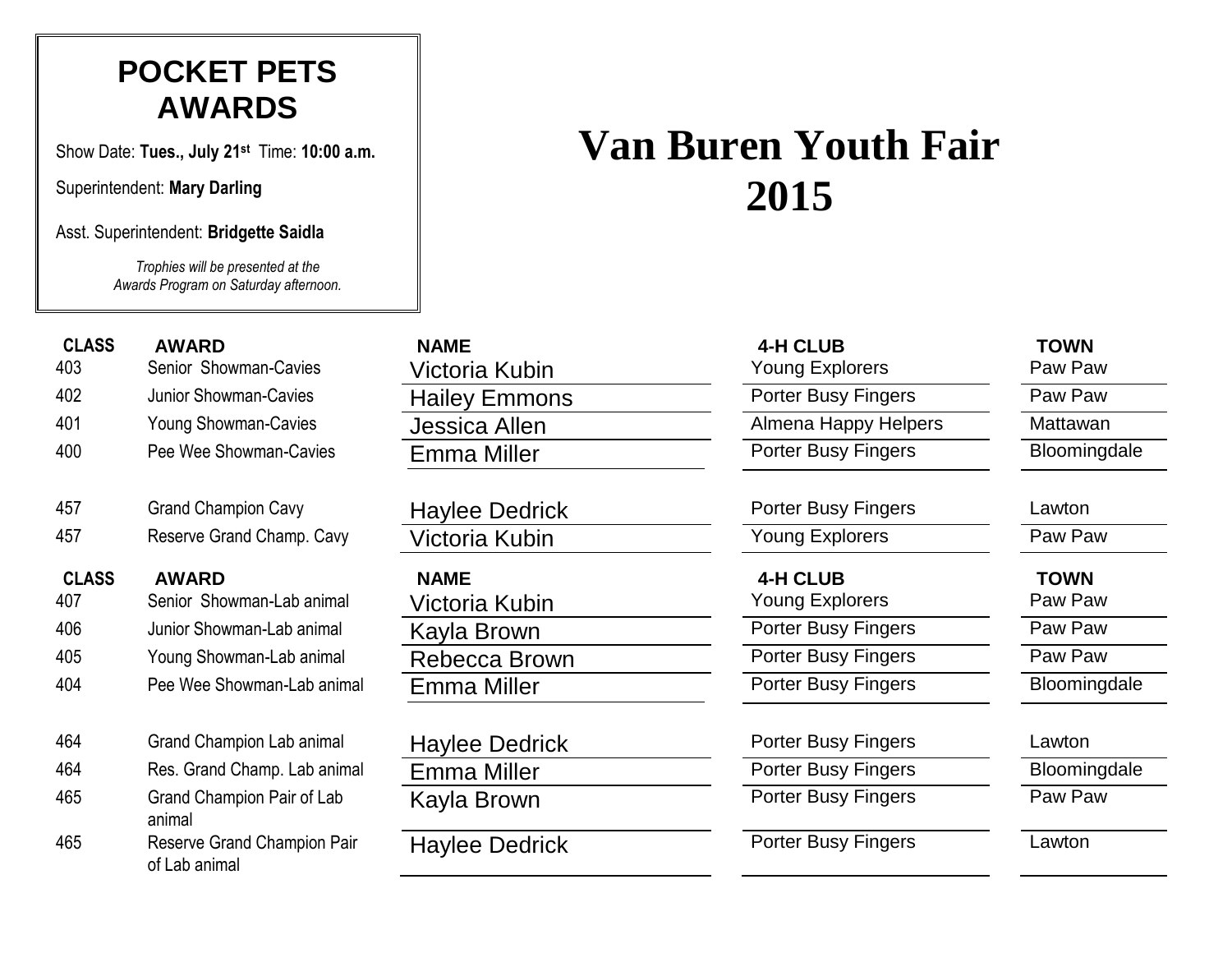# POCKET PETS AWARDS

Show Date: **Tues., July 21st** Time: **10:00 a.m.**

Superintendent: **Mary Darling**

Asst. Superintendent: **Bridgette Saidla**

*Trophies will be presented at the Awards Program on Saturday afternoon.*

# Van Buren Youth Fair 2015

| CLASS | AWARD | NAME | 4-H CLUB | TOWN |
|---|---|---|---|---|
| 403 | Senior Showman-Cavies | Victoria Kubin | Young Explorers | Paw Paw |
| 402 | Junior Showman-Cavies | Hailey Emmons | Porter Busy Fingers | Paw Paw |
| 401 | Young Showman-Cavies | Jessica Allen | Almena Happy Helpers | Mattawan |
| 400 | Pee Wee Showman-Cavies | Emma Miller | Porter Busy Fingers | Bloomingdale |
| 457 | Grand Champion Cavy | Haylee Dedrick | Porter Busy Fingers | Lawton |
| 457 | Reserve Grand Champ. Cavy | Victoria Kubin | Young Explorers | Paw Paw |

| CLASS | AWARD | NAME | 4-H CLUB | TOWN |
|---|---|---|---|---|
| 407 | Senior Showman-Lab animal | Victoria Kubin | Young Explorers | Paw Paw |
| 406 | Junior Showman-Lab animal | Kayla Brown | Porter Busy Fingers | Paw Paw |
| 405 | Young Showman-Lab animal | Rebecca Brown | Porter Busy Fingers | Paw Paw |
| 404 | Pee Wee Showman-Lab animal | Emma Miller | Porter Busy Fingers | Bloomingdale |
| 464 | Grand Champion Lab animal | Haylee Dedrick | Porter Busy Fingers | Lawton |
| 464 | Res. Grand Champ. Lab animal | Emma Miller | Porter Busy Fingers | Bloomingdale |
| 465 | Grand Champion Pair of Lab animal | Kayla Brown | Porter Busy Fingers | Paw Paw |
| 465 | Reserve Grand Champion Pair of Lab animal | Haylee Dedrick | Porter Busy Fingers | Lawton |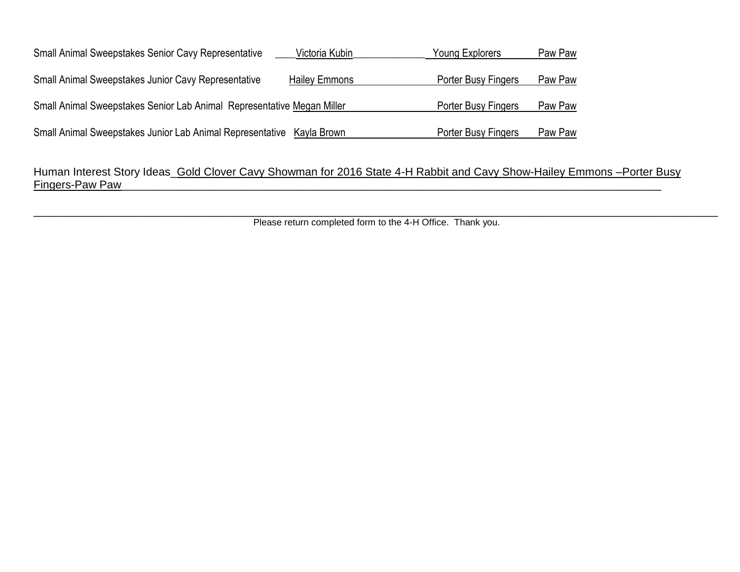Small Animal Sweepstakes Senior Cavy Representative Victoria Kubin Young Explorers Paw Paw

Small Animal Sweepstakes Junior Cavy Representative Hailey Emmons Porter Busy Fingers Paw Paw

Small Animal Sweepstakes Senior Lab Animal Representative Megan Miller Porter Busy Fingers Paw Paw

Small Animal Sweepstakes Junior Lab Animal Representative Kayla Brown Porter Busy Fingers Paw Paw

Human Interest Story Ideas Gold Clover Cavy Showman for 2016 State 4-H Rabbit and Cavy Show-Hailey Emmons –Porter Busy Fingers-Paw Paw

---

Please return completed form to the 4-H Office. Thank you.